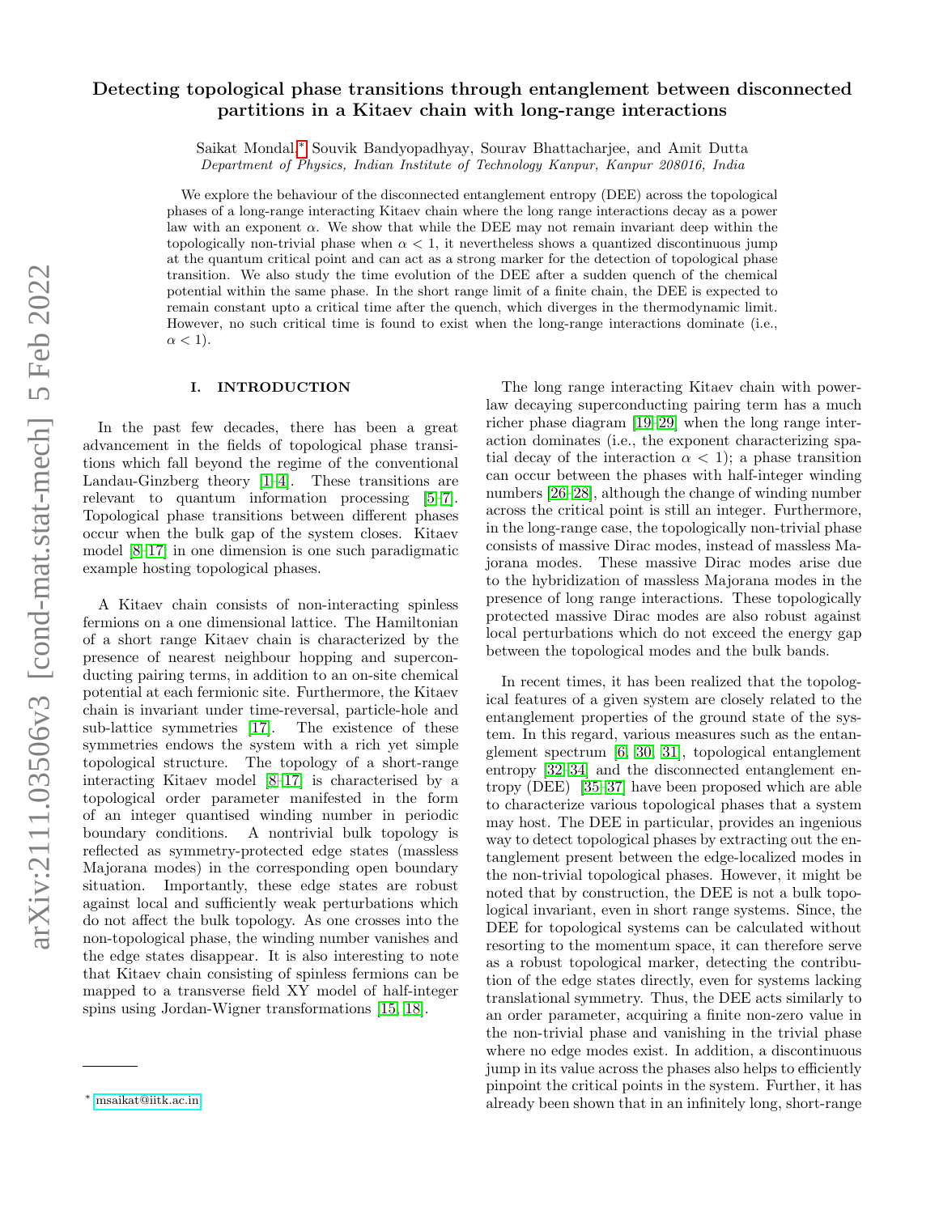# Detecting topological phase transitions through entanglement between disconnected partitions in a Kitaev chain with long-range interactions

Saikat Mondal,* Souvik Bandyopadhyay, Sourav Bhattacharjee, and Amit Dutta

*Department of Physics, Indian Institute of Technology Kanpur, Kanpur 208016, India*

We explore the behaviour of the disconnected entanglement entropy (DEE) across the topological phases of a long-range interacting Kitaev chain where the long range interactions decay as a power law with an exponent $\alpha$. We show that while the DEE may not remain invariant deep within the topologically non-trivial phase when $\alpha < 1$, it nevertheless shows a quantized discontinuous jump at the quantum critical point and can act as a strong marker for the detection of topological phase transition. We also study the time evolution of the DEE after a sudden quench of the chemical potential within the same phase. In the short range limit of a finite chain, the DEE is expected to remain constant upto a critical time after the quench, which diverges in the thermodynamic limit. However, no such critical time is found to exist when the long-range interactions dominate (i.e., $\alpha < 1$).

## I. INTRODUCTION

In the past few decades, there has been a great advancement in the fields of topological phase transitions which fall beyond the regime of the conventional Landau-Ginzberg theory [1–4]. These transitions are relevant to quantum information processing [5–7]. Topological phase transitions between different phases occur when the bulk gap of the system closes. Kitaev model [8–17] in one dimension is one such paradigmatic example hosting topological phases.

A Kitaev chain consists of non-interacting spinless fermions on a one dimensional lattice. The Hamiltonian of a short range Kitaev chain is characterized by the presence of nearest neighbour hopping and superconducting pairing terms, in addition to an on-site chemical potential at each fermionic site. Furthermore, the Kitaev chain is invariant under time-reversal, particle-hole and sub-lattice symmetries [17]. The existence of these symmetries endows the system with a rich yet simple topological structure. The topology of a short-range interacting Kitaev model [8–17] is characterised by a topological order parameter manifested in the form of an integer quantised winding number in periodic boundary conditions. A nontrivial bulk topology is reflected as symmetry-protected edge states (massless Majorana modes) in the corresponding open boundary situation. Importantly, these edge states are robust against local and sufficiently weak perturbations which do not affect the bulk topology. As one crosses into the non-topological phase, the winding number vanishes and the edge states disappear. It is also interesting to note that Kitaev chain consisting of spinless fermions can be mapped to a transverse field XY model of half-integer spins using Jordan-Wigner transformations [15, 18].

The long range interacting Kitaev chain with power-law decaying superconducting pairing term has a much richer phase diagram [19–29] when the long range interaction dominates (i.e., the exponent characterizing spatial decay of the interaction $\alpha < 1$); a phase transition can occur between the phases with half-integer winding numbers [26–28], although the change of winding number across the critical point is still an integer. Furthermore, in the long-range case, the topologically non-trivial phase consists of massive Dirac modes, instead of massless Majorana modes. These massive Dirac modes arise due to the hybridization of massless Majorana modes in the presence of long range interactions. These topologically protected massive Dirac modes are also robust against local perturbations which do not exceed the energy gap between the topological modes and the bulk bands.

In recent times, it has been realized that the topological features of a given system are closely related to the entanglement properties of the ground state of the system. In this regard, various measures such as the entanglement spectrum [6, 30, 31], topological entanglement entropy [32–34] and the disconnected entanglement entropy (DEE) [35–37] have been proposed which are able to characterize various topological phases that a system may host. The DEE in particular, provides an ingenious way to detect topological phases by extracting out the entanglement present between the edge-localized modes in the non-trivial topological phases. However, it might be noted that by construction, the DEE is not a bulk topological invariant, even in short range systems. Since, the DEE for topological systems can be calculated without resorting to the momentum space, it can therefore serve as a robust topological marker, detecting the contribution of the edge states directly, even for systems lacking translational symmetry. Thus, the DEE acts similarly to an order parameter, acquiring a finite non-zero value in the non-trivial phase and vanishing in the trivial phase where no edge modes exist. In addition, a discontinuous jump in its value across the phases also helps to efficiently pinpoint the critical points in the system. Further, it has already been shown that in an infinitely long, short-range

* msaikat@iitk.ac.in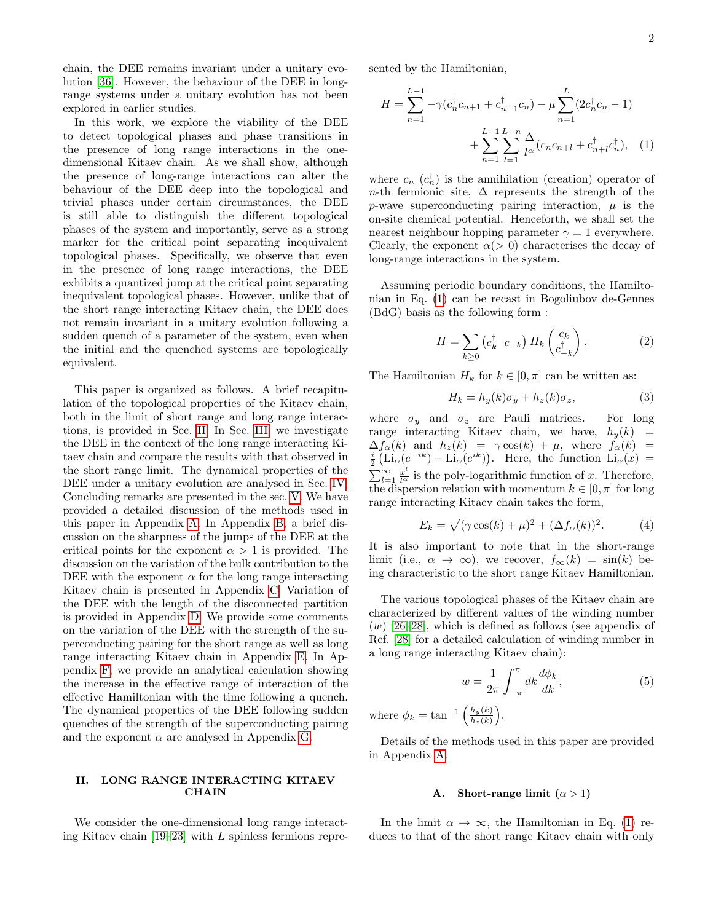chain, the DEE remains invariant under a unitary evolution [36]. However, the behaviour of the DEE in long-range systems under a unitary evolution has not been explored in earlier studies.

In this work, we explore the viability of the DEE to detect topological phases and phase transitions in the presence of long range interactions in the one-dimensional Kitaev chain. As we shall show, although the presence of long-range interactions can alter the behaviour of the DEE deep into the topological and trivial phases under certain circumstances, the DEE is still able to distinguish the different topological phases of the system and importantly, serve as a strong marker for the critical point separating inequivalent topological phases. Specifically, we observe that even in the presence of long range interactions, the DEE exhibits a quantized jump at the critical point separating inequivalent topological phases. However, unlike that of the short range interacting Kitaev chain, the DEE does not remain invariant in a unitary evolution following a sudden quench of a parameter of the system, even when the initial and the quenched systems are topologically equivalent.

This paper is organized as follows. A brief recapitulation of the topological properties of the Kitaev chain, both in the limit of short range and long range interactions, is provided in Sec. II. In Sec. III, we investigate the DEE in the context of the long range interacting Kitaev chain and compare the results with that observed in the short range limit. The dynamical properties of the DEE under a unitary evolution are analysed in Sec. IV. Concluding remarks are presented in the sec. V. We have provided a detailed discussion of the methods used in this paper in Appendix A. In Appendix B, a brief discussion on the sharpness of the jumps of the DEE at the critical points for the exponent $\alpha > 1$ is provided. The discussion on the variation of the bulk contribution to the DEE with the exponent $\alpha$ for the long range interacting Kitaev chain is presented in Appendix C. Variation of the DEE with the length of the disconnected partition is provided in Appendix D. We provide some comments on the variation of the DEE with the strength of the superconducting pairing for the short range as well as long range interacting Kitaev chain in Appendix E. In Appendix F, we provide an analytical calculation showing the increase in the effective range of interaction of the effective Hamiltonian with the time following a quench. The dynamical properties of the DEE following sudden quenches of the strength of the superconducting pairing and the exponent $\alpha$ are analysed in Appendix G.

## II. LONG RANGE INTERACTING KITAEV CHAIN

We consider the one-dimensional long range interacting Kitaev chain [19–23] with $L$ spinless fermions represented by the Hamiltonian,

$$H = \sum_{n=1}^{L-1} -\gamma(c_n^\dagger c_{n+1} + c_{n+1}^\dagger c_n) - \mu \sum_{n=1}^{L}(2c_n^\dagger c_n - 1) + \sum_{n=1}^{L-1}\sum_{l=1}^{L-n} \frac{\Delta}{l^\alpha}(c_n c_{n+l} + c_{n+l}^\dagger c_n^\dagger), \quad (1)$$

where $c_n$ ($c_n^\dagger$) is the annihilation (creation) operator of $n$-th fermionic site, $\Delta$ represents the strength of the $p$-wave superconducting pairing interaction, $\mu$ is the on-site chemical potential. Henceforth, we shall set the nearest neighbour hopping parameter $\gamma = 1$ everywhere. Clearly, the exponent $\alpha(> 0)$ characterises the decay of long-range interactions in the system.

Assuming periodic boundary conditions, the Hamiltonian in Eq. (1) can be recast in Bogoliubov de-Gennes (BdG) basis as the following form :

$$H = \sum_{k \geq 0} \begin{pmatrix} c_k^\dagger & c_{-k} \end{pmatrix} H_k \begin{pmatrix} c_k \\ c_{-k}^\dagger \end{pmatrix}. \quad (2)$$

The Hamiltonian $H_k$ for $k \in [0, \pi]$ can be written as:

$$H_k = h_y(k)\sigma_y + h_z(k)\sigma_z, \quad (3)$$

where $\sigma_y$ and $\sigma_z$ are Pauli matrices. For long range interacting Kitaev chain, we have, $h_y(k) = \Delta f_\alpha(k)$ and $h_z(k) = \gamma\cos(k) + \mu$, where $f_\alpha(k) = \frac{i}{2}\left(\text{Li}_\alpha(e^{-ik}) - \text{Li}_\alpha(e^{ik})\right)$. Here, the function $\text{Li}_\alpha(x) = \sum_{l=1}^{\infty} \frac{x^l}{l^\alpha}$ is the poly-logarithmic function of $x$. Therefore, the dispersion relation with momentum $k \in [0, \pi]$ for long range interacting Kitaev chain takes the form,

$$E_k = \sqrt{(\gamma\cos(k) + \mu)^2 + (\Delta f_\alpha(k))^2}. \quad (4)$$

It is also important to note that in the short-range limit (i.e., $\alpha \to \infty$), we recover, $f_\infty(k) = \sin(k)$ being characteristic to the short range Kitaev Hamiltonian.

The various topological phases of the Kitaev chain are characterized by different values of the winding number ($w$) [26–28], which is defined as follows (see appendix of Ref. [28] for a detailed calculation of winding number in a long range interacting Kitaev chain):

$$w = \frac{1}{2\pi}\int_{-\pi}^{\pi} dk \frac{d\phi_k}{dk}, \quad (5)$$

where $\phi_k = \tan^{-1}\left(\frac{h_y(k)}{h_z(k)}\right)$.

Details of the methods used in this paper are provided in Appendix A.

### A. Short-range limit ($\alpha > 1$)

In the limit $\alpha \to \infty$, the Hamiltonian in Eq. (1) reduces to that of the short range Kitaev chain with only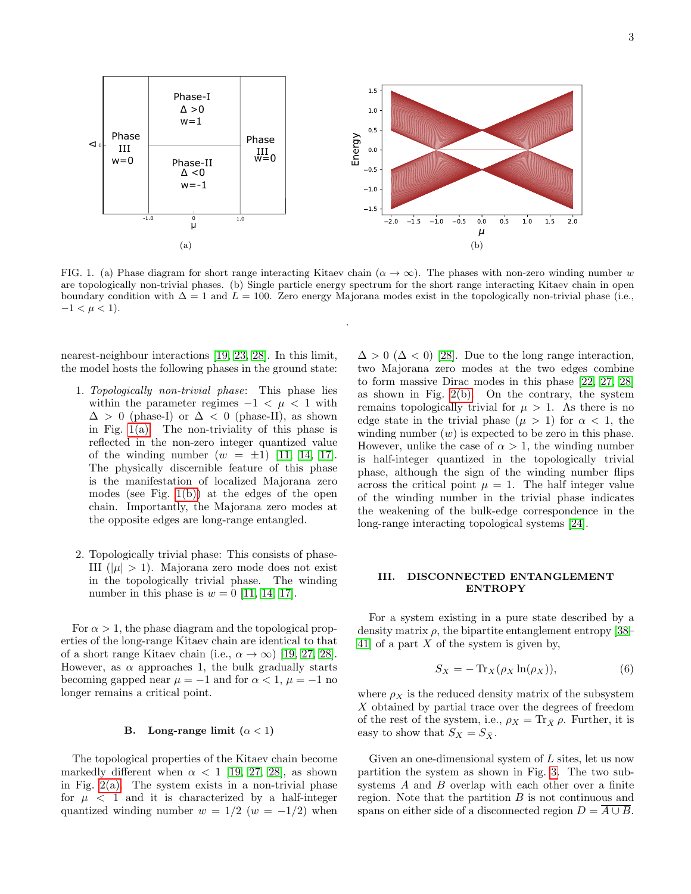FIG. 1. (a) Phase diagram for short range interacting Kitaev chain ($\alpha \to \infty$). The phases with non-zero winding number $w$ are topologically non-trivial phases. (b) Single particle energy spectrum for the short range interacting Kitaev chain in open boundary condition with $\Delta = 1$ and $L = 100$. Zero energy Majorana modes exist in the topologically non-trivial phase (i.e., $-1 < \mu < 1$).

nearest-neighbour interactions [19, 23, 28]. In this limit, the model hosts the following phases in the ground state:

1. *Topologically non-trivial phase*: This phase lies within the parameter regimes $-1 < \mu < 1$ with $\Delta > 0$ (phase-I) or $\Delta < 0$ (phase-II), as shown in Fig. 1(a). The non-triviality of this phase is reflected in the non-zero integer quantized value of the winding number ($w = \pm 1$) [11, 14, 17]. The physically discernible feature of this phase is the manifestation of localized Majorana zero modes (see Fig. 1(b)) at the edges of the open chain. Importantly, the Majorana zero modes at the opposite edges are long-range entangled.

2. Topologically trivial phase: This consists of phase-III ($|\mu| > 1$). Majorana zero mode does not exist in the topologically trivial phase. The winding number in this phase is $w = 0$ [11, 14, 17].

For $\alpha > 1$, the phase diagram and the topological properties of the long-range Kitaev chain are identical to that of a short range Kitaev chain (i.e., $\alpha \to \infty$) [19, 27, 28]. However, as $\alpha$ approaches 1, the bulk gradually starts becoming gapped near $\mu = -1$ and for $\alpha < 1$, $\mu = -1$ no longer remains a critical point.

### B. Long-range limit ($\alpha < 1$)

The topological properties of the Kitaev chain become markedly different when $\alpha < 1$ [19, 27, 28], as shown in Fig. 2(a). The system exists in a non-trivial phase for $\mu < 1$ and it is characterized by a half-integer quantized winding number $w = 1/2$ ($w = -1/2$) when $\Delta > 0$ ($\Delta < 0$) [28]. Due to the long range interaction, two Majorana zero modes at the two edges combine to form massive Dirac modes in this phase [22, 27, 28] as shown in Fig. 2(b). On the contrary, the system remains topologically trivial for $\mu > 1$. As there is no edge state in the trivial phase ($\mu > 1$) for $\alpha < 1$, the winding number ($w$) is expected to be zero in this phase. However, unlike the case of $\alpha > 1$, the winding number is half-integer quantized in the topologically trivial phase, although the sign of the winding number flips across the critical point $\mu = 1$. The half integer value of the winding number in the trivial phase indicates the weakening of the bulk-edge correspondence in the long-range interacting topological systems [24].

## III. DISCONNECTED ENTANGLEMENT ENTROPY

For a system existing in a pure state described by a density matrix $\rho$, the bipartite entanglement entropy [38–41] of a part $X$ of the system is given by,

$$S_X = -\,\mathrm{Tr}_X(\rho_X \ln(\rho_X)), \tag{6}$$

where $\rho_X$ is the reduced density matrix of the subsystem $X$ obtained by partial trace over the degrees of freedom of the rest of the system, i.e., $\rho_X = \mathrm{Tr}_{\bar{X}}\, \rho$. Further, it is easy to show that $S_X = S_{\bar{X}}$.

Given an one-dimensional system of $L$ sites, let us now partition the system as shown in Fig. 3. The two subsystems $A$ and $B$ overlap with each other over a finite region. Note that the partition $B$ is not continuous and spans on either side of a disconnected region $D = \overline{A \cup B}$.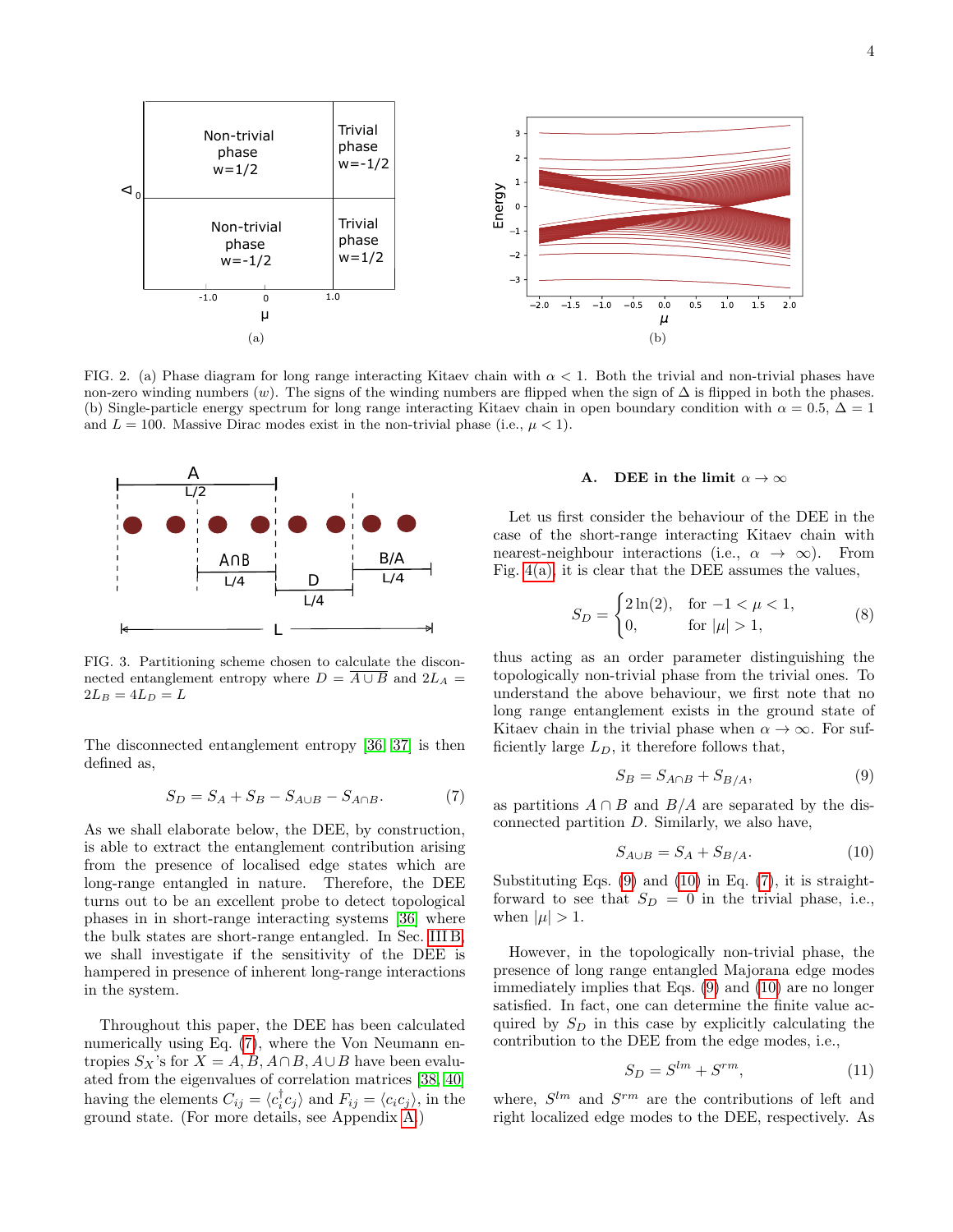FIG. 2. (a) Phase diagram for long range interacting Kitaev chain with $\alpha < 1$. Both the trivial and non-trivial phases have non-zero winding numbers ($w$). The signs of the winding numbers are flipped when the sign of $\Delta$ is flipped in both the phases. (b) Single-particle energy spectrum for long range interacting Kitaev chain in open boundary condition with $\alpha = 0.5$, $\Delta = 1$ and $L = 100$. Massive Dirac modes exist in the non-trivial phase (i.e., $\mu < 1$).

FIG. 3. Partitioning scheme chosen to calculate the disconnected entanglement entropy where $D = \overline{A \cup B}$ and $2L_A = 2L_B = 4L_D = L$

The disconnected entanglement entropy [36, 37] is then defined as,

$$S_D = S_A + S_B - S_{A\cup B} - S_{A\cap B}. \tag{7}$$

As we shall elaborate below, the DEE, by construction, is able to extract the entanglement contribution arising from the presence of localised edge states which are long-range entangled in nature. Therefore, the DEE turns out to be an excellent probe to detect topological phases in in short-range interacting systems [36] where the bulk states are short-range entangled. In Sec. III B, we shall investigate if the sensitivity of the DEE is hampered in presence of inherent long-range interactions in the system.

Throughout this paper, the DEE has been calculated numerically using Eq. (7), where the Von Neumann entropies $S_X$'s for $X = A, B, A\cap B, A\cup B$ have been evaluated from the eigenvalues of correlation matrices [38, 40] having the elements $C_{ij} = \langle c_i^\dagger c_j\rangle$ and $F_{ij} = \langle c_i c_j\rangle$, in the ground state. (For more details, see Appendix A.)

### A. DEE in the limit $\alpha \to \infty$

Let us first consider the behaviour of the DEE in the case of the short-range interacting Kitaev chain with nearest-neighbour interactions (i.e., $\alpha \to \infty$). From Fig. 4(a), it is clear that the DEE assumes the values,

$$S_D = \begin{cases} 2\ln(2), & \text{for } -1 < \mu < 1, \\ 0, & \text{for } |\mu| > 1, \end{cases} \tag{8}$$

thus acting as an order parameter distinguishing the topologically non-trivial phase from the trivial ones. To understand the above behaviour, we first note that no long range entanglement exists in the ground state of Kitaev chain in the trivial phase when $\alpha \to \infty$. For sufficiently large $L_D$, it therefore follows that,

$$S_B = S_{A\cap B} + S_{B/A}, \tag{9}$$

as partitions $A \cap B$ and $B/A$ are separated by the disconnected partition $D$. Similarly, we also have,

$$S_{A\cup B} = S_A + S_{B/A}. \tag{10}$$

Substituting Eqs. (9) and (10) in Eq. (7), it is straightforward to see that $S_D = 0$ in the trivial phase, i.e., when $|\mu| > 1$.

However, in the topologically non-trivial phase, the presence of long range entangled Majorana edge modes immediately implies that Eqs. (9) and (10) are no longer satisfied. In fact, one can determine the finite value acquired by $S_D$ in this case by explicitly calculating the contribution to the DEE from the edge modes, i.e.,

$$S_D = S^{lm} + S^{rm}, \tag{11}$$

where, $S^{lm}$ and $S^{rm}$ are the contributions of left and right localized edge modes to the DEE, respectively. As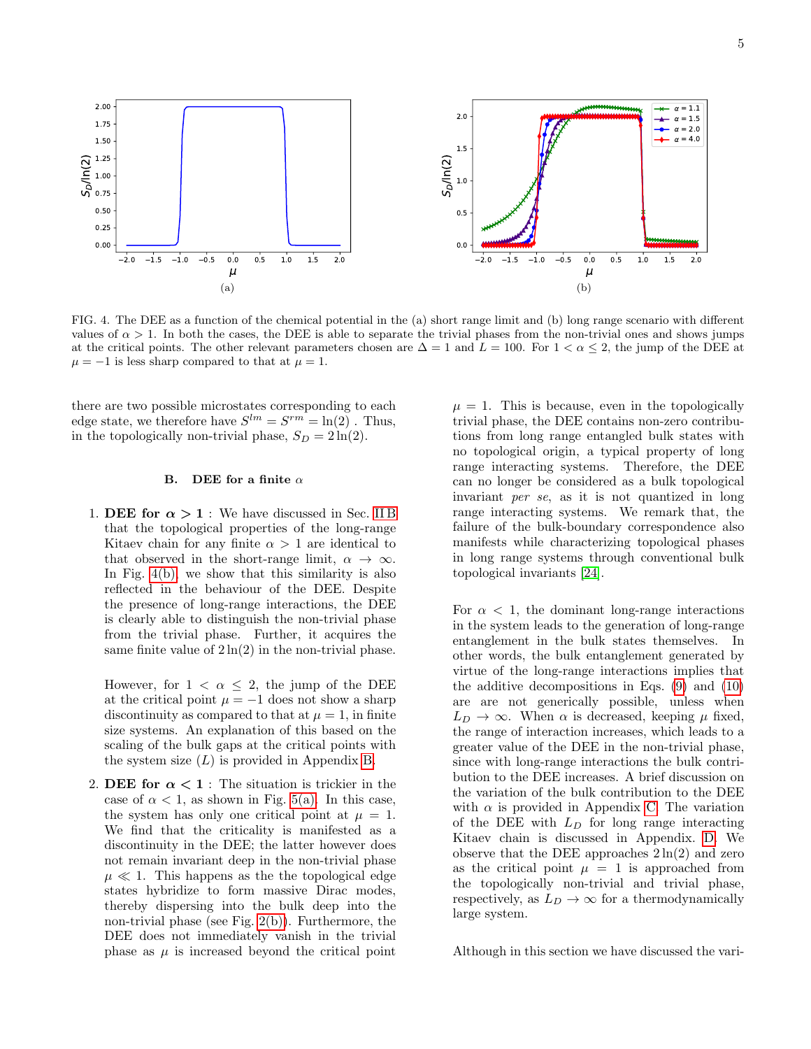FIG. 4. The DEE as a function of the chemical potential in the (a) short range limit and (b) long range scenario with different values of $\alpha > 1$. In both the cases, the DEE is able to separate the trivial phases from the non-trivial ones and shows jumps at the critical points. The other relevant parameters chosen are $\Delta = 1$ and $L = 100$. For $1 < \alpha \leq 2$, the jump of the DEE at $\mu = -1$ is less sharp compared to that at $\mu = 1$.

there are two possible microstates corresponding to each edge state, we therefore have $S^{lm} = S^{rm} = \ln(2)$ . Thus, in the topologically non-trivial phase, $S_D = 2\ln(2)$.

### B. DEE for a finite $\alpha$

1. **DEE for $\alpha > 1$** : We have discussed in Sec. II B that the topological properties of the long-range Kitaev chain for any finite $\alpha > 1$ are identical to that observed in the short-range limit, $\alpha \to \infty$. In Fig. 4(b), we show that this similarity is also reflected in the behaviour of the DEE. Despite the presence of long-range interactions, the DEE is clearly able to distinguish the non-trivial phase from the trivial phase. Further, it acquires the same finite value of $2\ln(2)$ in the non-trivial phase.

   However, for $1 < \alpha \leq 2$, the jump of the DEE at the critical point $\mu = -1$ does not show a sharp discontinuity as compared to that at $\mu = 1$, in finite size systems. An explanation of this based on the scaling of the bulk gaps at the critical points with the system size ($L$) is provided in Appendix B.

2. **DEE for $\alpha < 1$** : The situation is trickier in the case of $\alpha < 1$, as shown in Fig. 5(a). In this case, the system has only one critical point at $\mu = 1$. We find that the criticality is manifested as a discontinuity in the DEE; the latter however does not remain invariant deep in the non-trivial phase $\mu \ll 1$. This happens as the the topological edge states hybridize to form massive Dirac modes, thereby dispersing into the bulk deep into the non-trivial phase (see Fig. 2(b)). Furthermore, the DEE does not immediately vanish in the trivial phase as $\mu$ is increased beyond the critical point $\mu = 1$. This is because, even in the topologically trivial phase, the DEE contains non-zero contributions from long range entangled bulk states with no topological origin, a typical property of long range interacting systems. Therefore, the DEE can no longer be considered as a bulk topological invariant *per se*, as it is not quantized in long range interacting systems. We remark that, the failure of the bulk-boundary correspondence also manifests while characterizing topological phases in long range systems through conventional bulk topological invariants [24].

For $\alpha < 1$, the dominant long-range interactions in the system leads to the generation of long-range entanglement in the bulk states themselves. In other words, the bulk entanglement generated by virtue of the long-range interactions implies that the additive decompositions in Eqs. (9) and (10) are are not generically possible, unless when $L_D \to \infty$. When $\alpha$ is decreased, keeping $\mu$ fixed, the range of interaction increases, which leads to a greater value of the DEE in the non-trivial phase, since with long-range interactions the bulk contribution to the DEE increases. A brief discussion on the variation of the bulk contribution to the DEE with $\alpha$ is provided in Appendix C. The variation of the DEE with $L_D$ for long range interacting Kitaev chain is discussed in Appendix. D. We observe that the DEE approaches $2\ln(2)$ and zero as the critical point $\mu = 1$ is approached from the topologically non-trivial and trivial phase, respectively, as $L_D \to \infty$ for a thermodynamically large system.

Although in this section we have discussed the vari-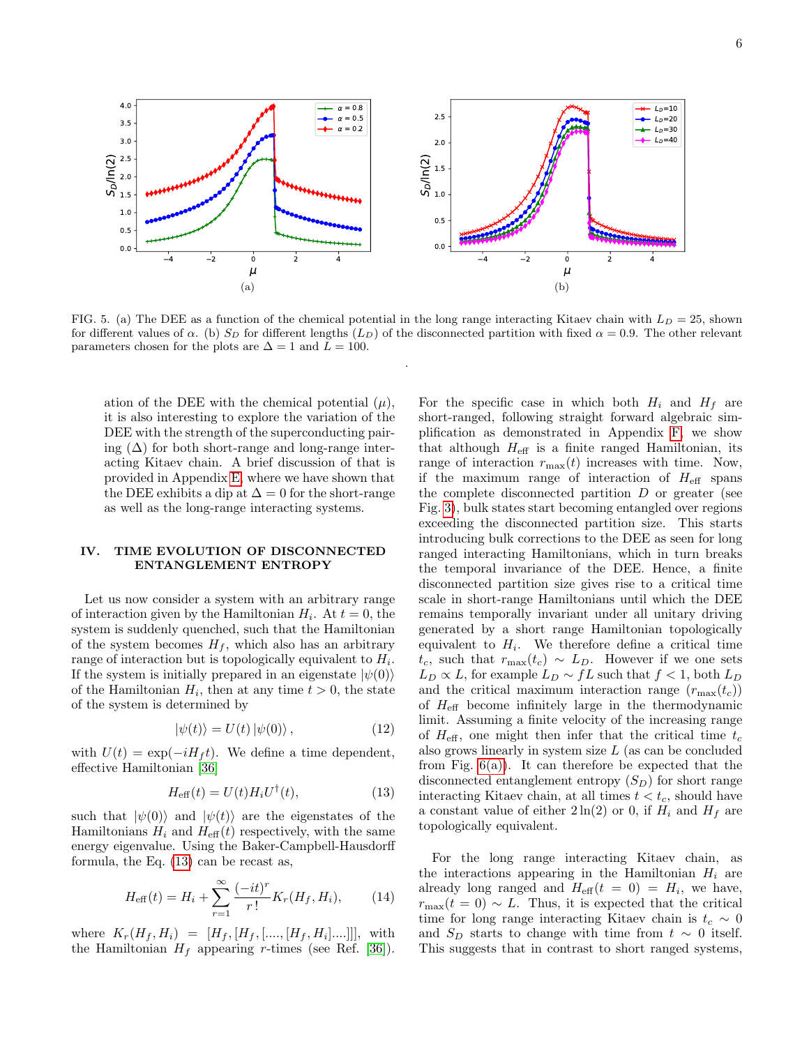FIG. 5. (a) The DEE as a function of the chemical potential in the long range interacting Kitaev chain with $L_D = 25$, shown for different values of $\alpha$. (b) $S_D$ for different lengths ($L_D$) of the disconnected partition with fixed $\alpha = 0.9$. The other relevant parameters chosen for the plots are $\Delta = 1$ and $L = 100$.

ation of the DEE with the chemical potential ($\mu$), it is also interesting to explore the variation of the DEE with the strength of the superconducting pairing ($\Delta$) for both short-range and long-range interacting Kitaev chain. A brief discussion of that is provided in Appendix E, where we have shown that the DEE exhibits a dip at $\Delta = 0$ for the short-range as well as the long-range interacting systems.

## IV. TIME EVOLUTION OF DISCONNECTED ENTANGLEMENT ENTROPY

Let us now consider a system with an arbitrary range of interaction given by the Hamiltonian $H_i$. At $t = 0$, the system is suddenly quenched, such that the Hamiltonian of the system becomes $H_f$, which also has an arbitrary range of interaction but is topologically equivalent to $H_i$. If the system is initially prepared in an eigenstate $|\psi(0)\rangle$ of the Hamiltonian $H_i$, then at any time $t > 0$, the state of the system is determined by

$$|\psi(t)\rangle = U(t)\,|\psi(0)\rangle\,, \tag{12}$$

with $U(t) = \exp(-iH_f t)$. We define a time dependent, effective Hamiltonian [36]

$$H_{\text{eff}}(t) = U(t)H_iU^{\dagger}(t), \tag{13}$$

such that $|\psi(0)\rangle$ and $|\psi(t)\rangle$ are the eigenstates of the Hamiltonians $H_i$ and $H_{\text{eff}}(t)$ respectively, with the same energy eigenvalue. Using the Baker-Campbell-Hausdorff formula, the Eq. (13) can be recast as,

$$H_{\text{eff}}(t) = H_i + \sum_{r=1}^{\infty} \frac{(-it)^r}{r!} K_r(H_f, H_i), \tag{14}$$

where $K_r(H_f, H_i) = [H_f, [H_f, [...., [H_f, H_i]....]]]$, with the Hamiltonian $H_f$ appearing $r$-times (see Ref. [36]).

For the specific case in which both $H_i$ and $H_f$ are short-ranged, following straight forward algebraic simplification as demonstrated in Appendix F, we show that although $H_{\text{eff}}$ is a finite ranged Hamiltonian, its range of interaction $r_{\text{max}}(t)$ increases with time. Now, if the maximum range of interaction of $H_{\text{eff}}$ spans the complete disconnected partition $D$ or greater (see Fig. 3), bulk states start becoming entangled over regions exceeding the disconnected partition size. This starts introducing bulk corrections to the DEE as seen for long ranged interacting Hamiltonians, which in turn breaks the temporal invariance of the DEE. Hence, a finite disconnected partition size gives rise to a critical time scale in short-range Hamiltonians until which the DEE remains temporally invariant under all unitary driving generated by a short range Hamiltonian topologically equivalent to $H_i$. We therefore define a critical time $t_c$, such that $r_{\text{max}}(t_c) \sim L_D$. However if we one sets $L_D \propto L$, for example $L_D \sim fL$ such that $f < 1$, both $L_D$ and the critical maximum interaction range ($r_{\text{max}}(t_c)$) of $H_{\text{eff}}$ become infinitely large in the thermodynamic limit. Assuming a finite velocity of the increasing range of $H_{\text{eff}}$, one might then infer that the critical time $t_c$ also grows linearly in system size $L$ (as can be concluded from Fig. 6(a)). It can therefore be expected that the disconnected entanglement entropy ($S_D$) for short range interacting Kitaev chain, at all times $t < t_c$, should have a constant value of either $2\ln(2)$ or 0, if $H_i$ and $H_f$ are topologically equivalent.

For the long range interacting Kitaev chain, as the interactions appearing in the Hamiltonian $H_i$ are already long ranged and $H_{\text{eff}}(t = 0) = H_i$, we have, $r_{\text{max}}(t = 0) \sim L$. Thus, it is expected that the critical time for long range interacting Kitaev chain is $t_c \sim 0$ and $S_D$ starts to change with time from $t \sim 0$ itself. This suggests that in contrast to short ranged systems,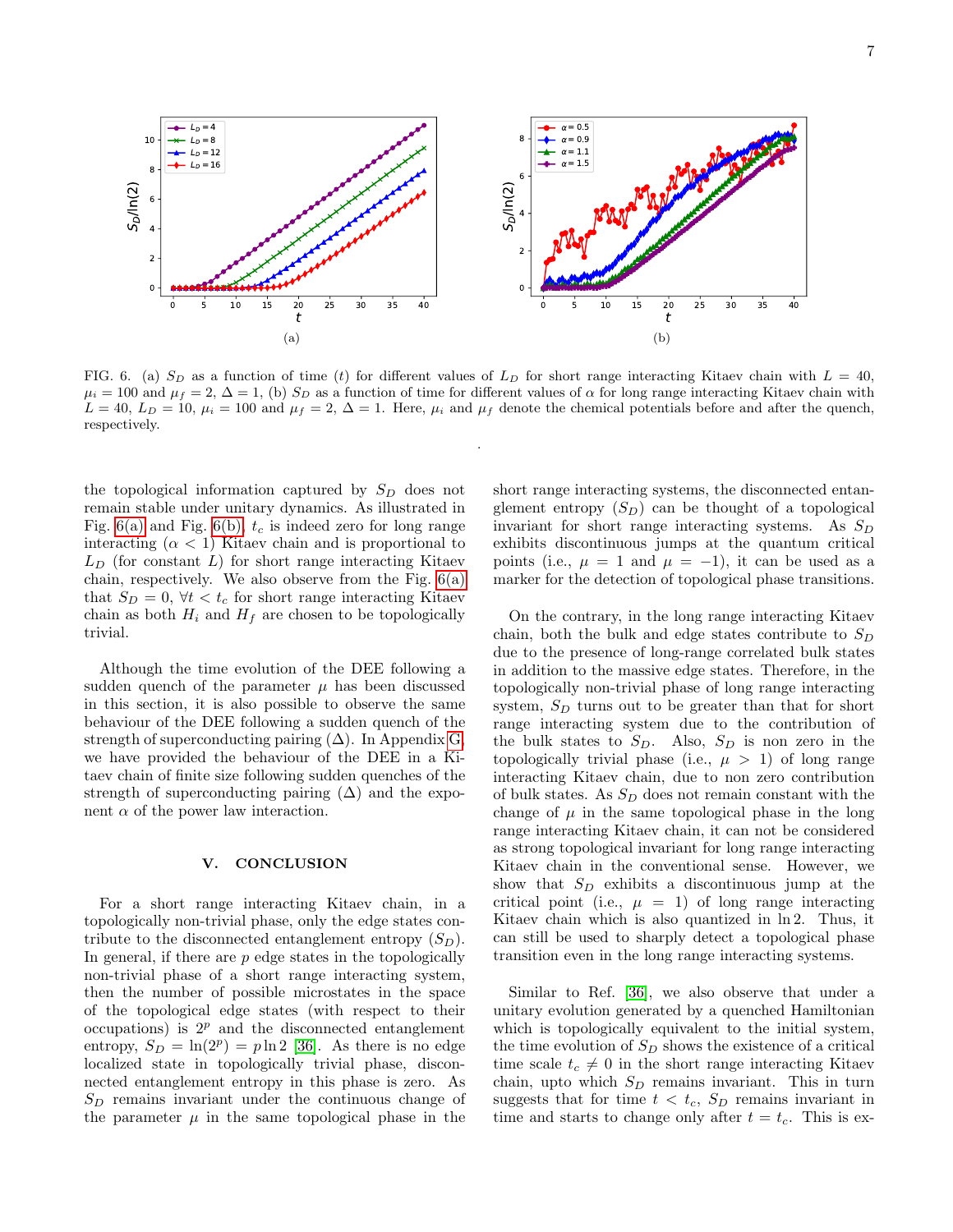FIG. 6. (a) $S_D$ as a function of time ($t$) for different values of $L_D$ for short range interacting Kitaev chain with $L = 40$, $\mu_i = 100$ and $\mu_f = 2$, $\Delta = 1$, (b) $S_D$ as a function of time for different values of $\alpha$ for long range interacting Kitaev chain with $L = 40$, $L_D = 10$, $\mu_i = 100$ and $\mu_f = 2$, $\Delta = 1$. Here, $\mu_i$ and $\mu_f$ denote the chemical potentials before and after the quench, respectively.

the topological information captured by $S_D$ does not remain stable under unitary dynamics. As illustrated in Fig. 6(a) and Fig. 6(b), $t_c$ is indeed zero for long range interacting ($\alpha < 1$) Kitaev chain and is proportional to $L_D$ (for constant $L$) for short range interacting Kitaev chain, respectively. We also observe from the Fig. 6(a) that $S_D = 0$, $\forall t < t_c$ for short range interacting Kitaev chain as both $H_i$ and $H_f$ are chosen to be topologically trivial.

Although the time evolution of the DEE following a sudden quench of the parameter $\mu$ has been discussed in this section, it is also possible to observe the same behaviour of the DEE following a sudden quench of the strength of superconducting pairing ($\Delta$). In Appendix G, we have provided the behaviour of the DEE in a Kitaev chain of finite size following sudden quenches of the strength of superconducting pairing ($\Delta$) and the exponent $\alpha$ of the power law interaction.

## V. CONCLUSION

For a short range interacting Kitaev chain, in a topologically non-trivial phase, only the edge states contribute to the disconnected entanglement entropy ($S_D$). In general, if there are $p$ edge states in the topologically non-trivial phase of a short range interacting system, then the number of possible microstates in the space of the topological edge states (with respect to their occupations) is $2^p$ and the disconnected entanglement entropy, $S_D = \ln(2^p) = p \ln 2$ [36]. As there is no edge localized state in topologically trivial phase, disconnected entanglement entropy in this phase is zero. As $S_D$ remains invariant under the continuous change of the parameter $\mu$ in the same topological phase in the short range interacting systems, the disconnected entanglement entropy ($S_D$) can be thought of a topological invariant for short range interacting systems. As $S_D$ exhibits discontinuous jumps at the quantum critical points (i.e., $\mu = 1$ and $\mu = -1$), it can be used as a marker for the detection of topological phase transitions.

On the contrary, in the long range interacting Kitaev chain, both the bulk and edge states contribute to $S_D$ due to the presence of long-range correlated bulk states in addition to the massive edge states. Therefore, in the topologically non-trivial phase of long range interacting system, $S_D$ turns out to be greater than that for short range interacting system due to the contribution of the bulk states to $S_D$. Also, $S_D$ is non zero in the topologically trivial phase (i.e., $\mu > 1$) of long range interacting Kitaev chain, due to non zero contribution of bulk states. As $S_D$ does not remain constant with the change of $\mu$ in the same topological phase in the long range interacting Kitaev chain, it can not be considered as strong topological invariant for long range interacting Kitaev chain in the conventional sense. However, we show that $S_D$ exhibits a discontinuous jump at the critical point (i.e., $\mu = 1$) of long range interacting Kitaev chain which is also quantized in $\ln 2$. Thus, it can still be used to sharply detect a topological phase transition even in the long range interacting systems.

Similar to Ref. [36], we also observe that under a unitary evolution generated by a quenched Hamiltonian which is topologically equivalent to the initial system, the time evolution of $S_D$ shows the existence of a critical time scale $t_c \neq 0$ in the short range interacting Kitaev chain, upto which $S_D$ remains invariant. This in turn suggests that for time $t < t_c$, $S_D$ remains invariant in time and starts to change only after $t = t_c$. This is ex-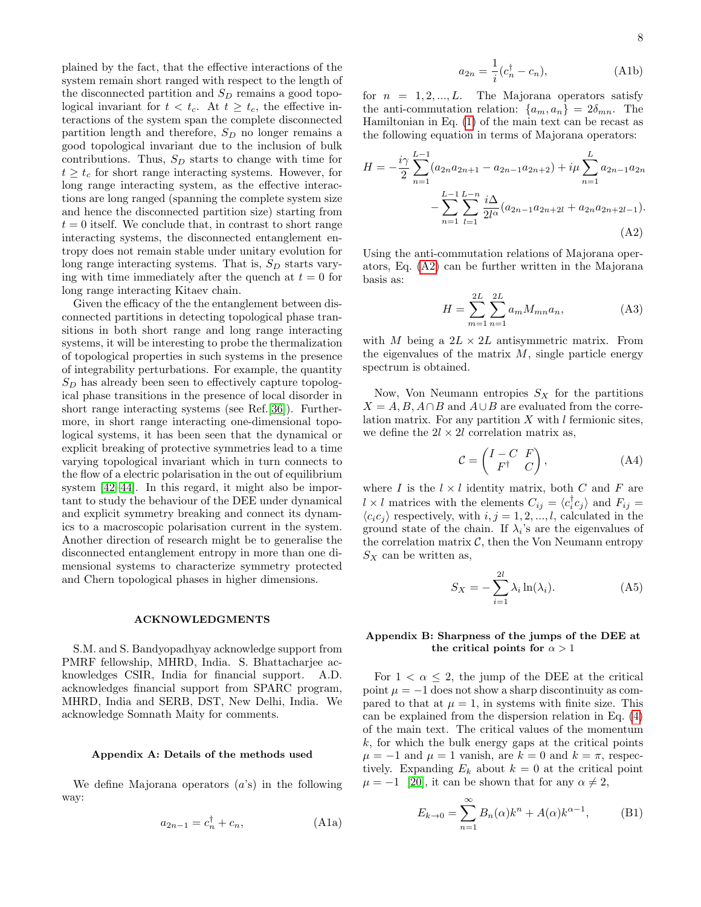plained by the fact, that the effective interactions of the system remain short ranged with respect to the length of the disconnected partition and $S_D$ remains a good topological invariant for $t < t_c$. At $t \geq t_c$, the effective interactions of the system span the complete disconnected partition length and therefore, $S_D$ no longer remains a good topological invariant due to the inclusion of bulk contributions. Thus, $S_D$ starts to change with time for $t \geq t_c$ for short range interacting systems. However, for long range interacting system, as the effective interactions are long ranged (spanning the complete system size and hence the disconnected partition size) starting from $t = 0$ itself. We conclude that, in contrast to short range interacting systems, the disconnected entanglement entropy does not remain stable under unitary evolution for long range interacting systems. That is, $S_D$ starts varying with time immediately after the quench at $t = 0$ for long range interacting Kitaev chain.

Given the efficacy of the the entanglement between disconnected partitions in detecting topological phase transitions in both short range and long range interacting systems, it will be interesting to probe the thermalization of topological properties in such systems in the presence of integrability perturbations. For example, the quantity $S_D$ has already been seen to effectively capture topological phase transitions in the presence of local disorder in short range interacting systems (see Ref.[36]). Furthermore, in short range interacting one-dimensional topological systems, it has been seen that the dynamical or explicit breaking of protective symmetries lead to a time varying topological invariant which in turn connects to the flow of a electric polarisation in the out of equilibrium system [42–44]. In this regard, it might also be important to study the behaviour of the DEE under dynamical and explicit symmetry breaking and connect its dynamics to a macroscopic polarisation current in the system. Another direction of research might be to generalise the disconnected entanglement entropy in more than one dimensional systems to characterize symmetry protected and Chern topological phases in higher dimensions.

## ACKNOWLEDGMENTS

S.M. and S. Bandyopadhyay acknowledge support from PMRF fellowship, MHRD, India. S. Bhattacharjee acknowledges CSIR, India for financial support. A.D. acknowledges financial support from SPARC program, MHRD, India and SERB, DST, New Delhi, India. We acknowledge Somnath Maity for comments.

### Appendix A: Details of the methods used

We define Majorana operators ($a$'s) in the following way:

$$a_{2n-1} = c_n^\dagger + c_n, \tag{A1a}$$

$$a_{2n} = \frac{1}{i}(c_n^\dagger - c_n), \tag{A1b}$$

for $n = 1, 2, ..., L$. The Majorana operators satisfy the anti-commutation relation: $\{a_m, a_n\} = 2\delta_{mn}$. The Hamiltonian in Eq. (1) of the main text can be recast as the following equation in terms of Majorana operators:

$$H = -\frac{i\gamma}{2}\sum_{n=1}^{L-1}(a_{2n}a_{2n+1} - a_{2n-1}a_{2n+2}) + i\mu\sum_{n=1}^{L}a_{2n-1}a_{2n} - \sum_{n=1}^{L-1}\sum_{l=1}^{L-n}\frac{i\Delta}{2l^\alpha}(a_{2n-1}a_{2n+2l} + a_{2n}a_{2n+2l-1}). \tag{A2}$$

Using the anti-commutation relations of Majorana operators, Eq. (A2) can be further written in the Majorana basis as:

$$H = \sum_{m=1}^{2L}\sum_{n=1}^{2L}a_m M_{mn} a_n, \tag{A3}$$

with $M$ being a $2L \times 2L$ antisymmetric matrix. From the eigenvalues of the matrix $M$, single particle energy spectrum is obtained.

Now, Von Neumann entropies $S_X$ for the partitions $X = A, B, A\cap B$ and $A\cup B$ are evaluated from the correlation matrix. For any partition $X$ with $l$ fermionic sites, we define the $2l \times 2l$ correlation matrix as,

$$\mathcal{C} = \begin{pmatrix} I - C & F \\ F^\dagger & C \end{pmatrix}, \tag{A4}$$

where $I$ is the $l \times l$ identity matrix, both $C$ and $F$ are $l \times l$ matrices with the elements $C_{ij} = \langle c_i^\dagger c_j\rangle$ and $F_{ij} = \langle c_i c_j\rangle$ respectively, with $i, j = 1, 2, ..., l$, calculated in the ground state of the chain. If $\lambda_i$'s are the eigenvalues of the correlation matrix $\mathcal{C}$, then the Von Neumann entropy $S_X$ can be written as,

$$S_X = -\sum_{i=1}^{2l}\lambda_i \ln(\lambda_i). \tag{A5}$$

### Appendix B: Sharpness of the jumps of the DEE at the critical points for $\alpha > 1$

For $1 < \alpha \leq 2$, the jump of the DEE at the critical point $\mu = -1$ does not show a sharp discontinuity as compared to that at $\mu = 1$, in systems with finite size. This can be explained from the dispersion relation in Eq. (4) of the main text. The critical values of the momentum $k$, for which the bulk energy gaps at the critical points $\mu = -1$ and $\mu = 1$ vanish, are $k = 0$ and $k = \pi$, respectively. Expanding $E_k$ about $k = 0$ at the critical point $\mu = -1$ [20], it can be shown that for any $\alpha \neq 2$,

$$E_{k\to 0} = \sum_{n=1}^{\infty} B_n(\alpha)k^n + A(\alpha)k^{\alpha-1}, \tag{B1}$$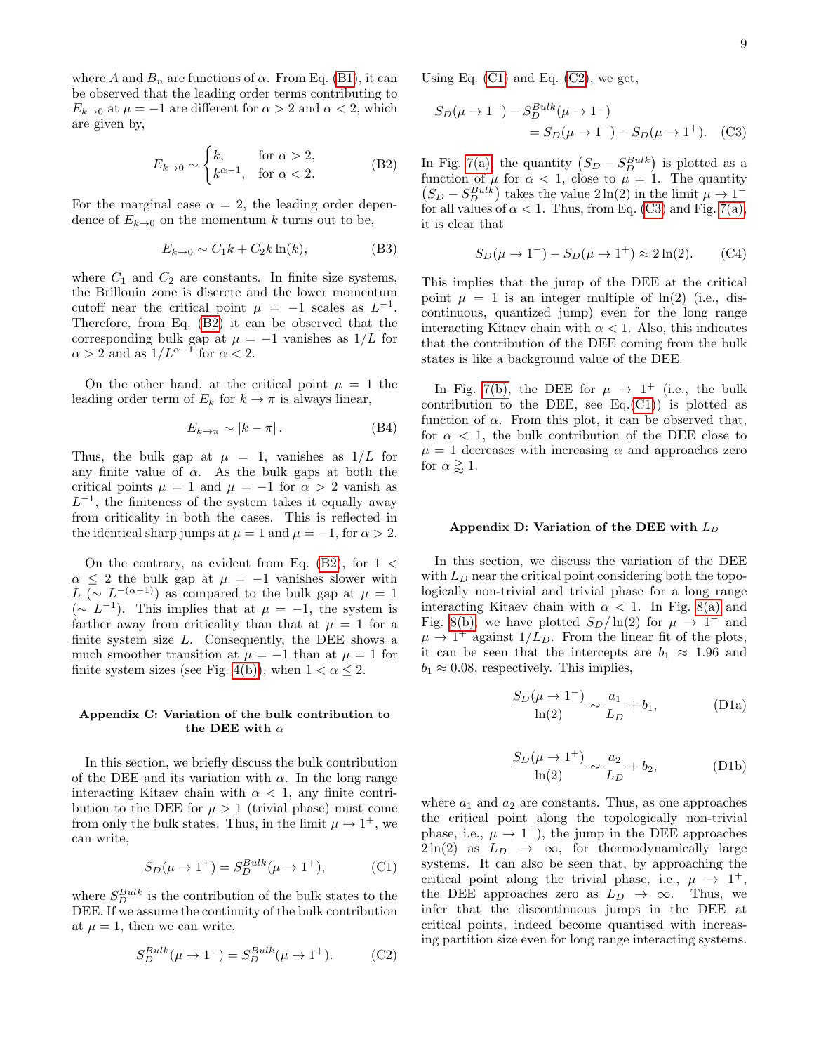where $A$ and $B_n$ are functions of $\alpha$. From Eq. (B1), it can be observed that the leading order terms contributing to $E_{k\to 0}$ at $\mu = -1$ are different for $\alpha > 2$ and $\alpha < 2$, which are given by,

$$E_{k\to 0} \sim \begin{cases} k, & \text{for } \alpha > 2, \\ k^{\alpha-1}, & \text{for } \alpha < 2. \end{cases} \tag{B2}$$

For the marginal case $\alpha = 2$, the leading order dependence of $E_{k\to 0}$ on the momentum $k$ turns out to be,

$$E_{k\to 0} \sim C_1 k + C_2 k \ln(k), \tag{B3}$$

where $C_1$ and $C_2$ are constants. In finite size systems, the Brillouin zone is discrete and the lower momentum cutoff near the critical point $\mu = -1$ scales as $L^{-1}$. Therefore, from Eq. (B2) it can be observed that the corresponding bulk gap at $\mu = -1$ vanishes as $1/L$ for $\alpha > 2$ and as $1/L^{\alpha-1}$ for $\alpha < 2$.

On the other hand, at the critical point $\mu = 1$ the leading order term of $E_k$ for $k \to \pi$ is always linear,

$$E_{k\to\pi} \sim |k - \pi|. \tag{B4}$$

Thus, the bulk gap at $\mu = 1$, vanishes as $1/L$ for any finite value of $\alpha$. As the bulk gaps at both the critical points $\mu = 1$ and $\mu = -1$ for $\alpha > 2$ vanish as $L^{-1}$, the finiteness of the system takes it equally away from criticality in both the cases. This is reflected in the identical sharp jumps at $\mu = 1$ and $\mu = -1$, for $\alpha > 2$.

On the contrary, as evident from Eq. (B2), for $1 < \alpha \leq 2$ the bulk gap at $\mu = -1$ vanishes slower with $L$ ($\sim L^{-(\alpha-1)}$) as compared to the bulk gap at $\mu = 1$ ($\sim L^{-1}$). This implies that at $\mu = -1$, the system is farther away from criticality than that at $\mu = 1$ for a finite system size $L$. Consequently, the DEE shows a much smoother transition at $\mu = -1$ than at $\mu = 1$ for finite system sizes (see Fig. 4(b)), when $1 < \alpha \leq 2$.

## Appendix C: Variation of the bulk contribution to the DEE with $\alpha$

In this section, we briefly discuss the bulk contribution of the DEE and its variation with $\alpha$. In the long range interacting Kitaev chain with $\alpha < 1$, any finite contribution to the DEE for $\mu > 1$ (trivial phase) must come from only the bulk states. Thus, in the limit $\mu \to 1^+$, we can write,

$$S_D(\mu \to 1^+) = S_D^{Bulk}(\mu \to 1^+), \tag{C1}$$

where $S_D^{Bulk}$ is the contribution of the bulk states to the DEE. If we assume the continuity of the bulk contribution at $\mu = 1$, then we can write,

$$S_D^{Bulk}(\mu \to 1^-) = S_D^{Bulk}(\mu \to 1^+). \tag{C2}$$

Using Eq. (C1) and Eq. (C2), we get,

$$\begin{aligned} S_D(\mu \to 1^-) &- S_D^{Bulk}(\mu \to 1^-) \\ &= S_D(\mu \to 1^-) - S_D(\mu \to 1^+). \end{aligned} \tag{C3}$$

In Fig. 7(a), the quantity $\left(S_D - S_D^{Bulk}\right)$ is plotted as a function of $\mu$ for $\alpha < 1$, close to $\mu = 1$. The quantity $\left(S_D - S_D^{Bulk}\right)$ takes the value $2\ln(2)$ in the limit $\mu \to 1^-$ for all values of $\alpha < 1$. Thus, from Eq. (C3) and Fig. 7(a), it is clear that

$$S_D(\mu \to 1^-) - S_D(\mu \to 1^+) \approx 2\ln(2). \tag{C4}$$

This implies that the jump of the DEE at the critical point $\mu = 1$ is an integer multiple of $\ln(2)$ (i.e., discontinuous, quantized jump) even for the long range interacting Kitaev chain with $\alpha < 1$. Also, this indicates that the contribution of the DEE coming from the bulk states is like a background value of the DEE.

In Fig. 7(b), the DEE for $\mu \to 1^+$ (i.e., the bulk contribution to the DEE, see Eq.(C1)) is plotted as function of $\alpha$. From this plot, it can be observed that, for $\alpha < 1$, the bulk contribution of the DEE close to $\mu = 1$ decreases with increasing $\alpha$ and approaches zero for $\alpha \gtrsim 1$.

## Appendix D: Variation of the DEE with $L_D$

In this section, we discuss the variation of the DEE with $L_D$ near the critical point considering both the topologically non-trivial and trivial phase for a long range interacting Kitaev chain with $\alpha < 1$. In Fig. 8(a) and Fig. 8(b), we have plotted $S_D/\ln(2)$ for $\mu \to 1^-$ and $\mu \to 1^+$ against $1/L_D$. From the linear fit of the plots, it can be seen that the intercepts are $b_1 \approx 1.96$ and $b_1 \approx 0.08$, respectively. This implies,

$$\frac{S_D(\mu \to 1^-)}{\ln(2)} \sim \frac{a_1}{L_D} + b_1, \tag{D1a}$$

$$\frac{S_D(\mu \to 1^+)}{\ln(2)} \sim \frac{a_2}{L_D} + b_2, \tag{D1b}$$

where $a_1$ and $a_2$ are constants. Thus, as one approaches the critical point along the topologically non-trivial phase, i.e., $\mu \to 1^-$), the jump in the DEE approaches $2\ln(2)$ as $L_D \to \infty$, for thermodynamically large systems. It can also be seen that, by approaching the critical point along the trivial phase, i.e., $\mu \to 1^+$, the DEE approaches zero as $L_D \to \infty$. Thus, we infer that the discontinuous jumps in the DEE at critical points, indeed become quantised with increasing partition size even for long range interacting systems.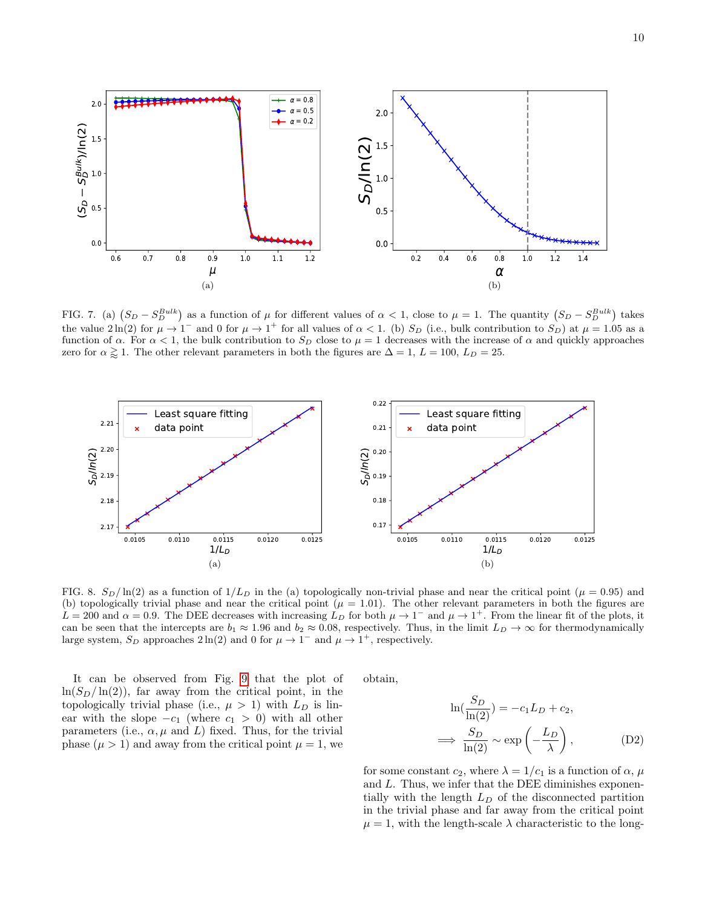FIG. 7. (a) $\left(S_D - S_D^{Bulk}\right)$ as a function of $\mu$ for different values of $\alpha < 1$, close to $\mu = 1$. The quantity $\left(S_D - S_D^{Bulk}\right)$ takes the value $2\ln(2)$ for $\mu \to 1^-$ and 0 for $\mu \to 1^+$ for all values of $\alpha < 1$. (b) $S_D$ (i.e., bulk contribution to $S_D$) at $\mu = 1.05$ as a function of $\alpha$. For $\alpha < 1$, the bulk contribution to $S_D$ close to $\mu = 1$ decreases with the increase of $\alpha$ and quickly approaches zero for $\alpha \gtrapprox 1$. The other relevant parameters in both the figures are $\Delta = 1$, $L = 100$, $L_D = 25$.

FIG. 8. $S_D/\ln(2)$ as a function of $1/L_D$ in the (a) topologically non-trivial phase and near the critical point ($\mu = 0.95$) and (b) topologically trivial phase and near the critical point ($\mu = 1.01$). The other relevant parameters in both the figures are $L = 200$ and $\alpha = 0.9$. The DEE decreases with increasing $L_D$ for both $\mu \to 1^-$ and $\mu \to 1^+$. From the linear fit of the plots, it can be seen that the intercepts are $b_1 \approx 1.96$ and $b_2 \approx 0.08$, respectively. Thus, in the limit $L_D \to \infty$ for thermodynamically large system, $S_D$ approaches $2\ln(2)$ and 0 for $\mu \to 1^-$ and $\mu \to 1^+$, respectively.

It can be observed from Fig. 9 that the plot of $\ln(S_D/\ln(2))$, far away from the critical point, in the topologically trivial phase (i.e., $\mu > 1$) with $L_D$ is linear with the slope $-c_1$ (where $c_1 > 0$) with all other parameters (i.e., $\alpha, \mu$ and $L$) fixed. Thus, for the trivial phase ($\mu > 1$) and away from the critical point $\mu = 1$, we obtain,

$$\ln\left(\frac{S_D}{\ln(2)}\right) = -c_1 L_D + c_2,$$
$$\implies \frac{S_D}{\ln(2)} \sim \exp\left(-\frac{L_D}{\lambda}\right), \tag{D2}$$

for some constant $c_2$, where $\lambda = 1/c_1$ is a function of $\alpha$, $\mu$ and $L$. Thus, we infer that the DEE diminishes exponentially with the length $L_D$ of the disconnected partition in the trivial phase and far away from the critical point $\mu = 1$, with the length-scale $\lambda$ characteristic to the long-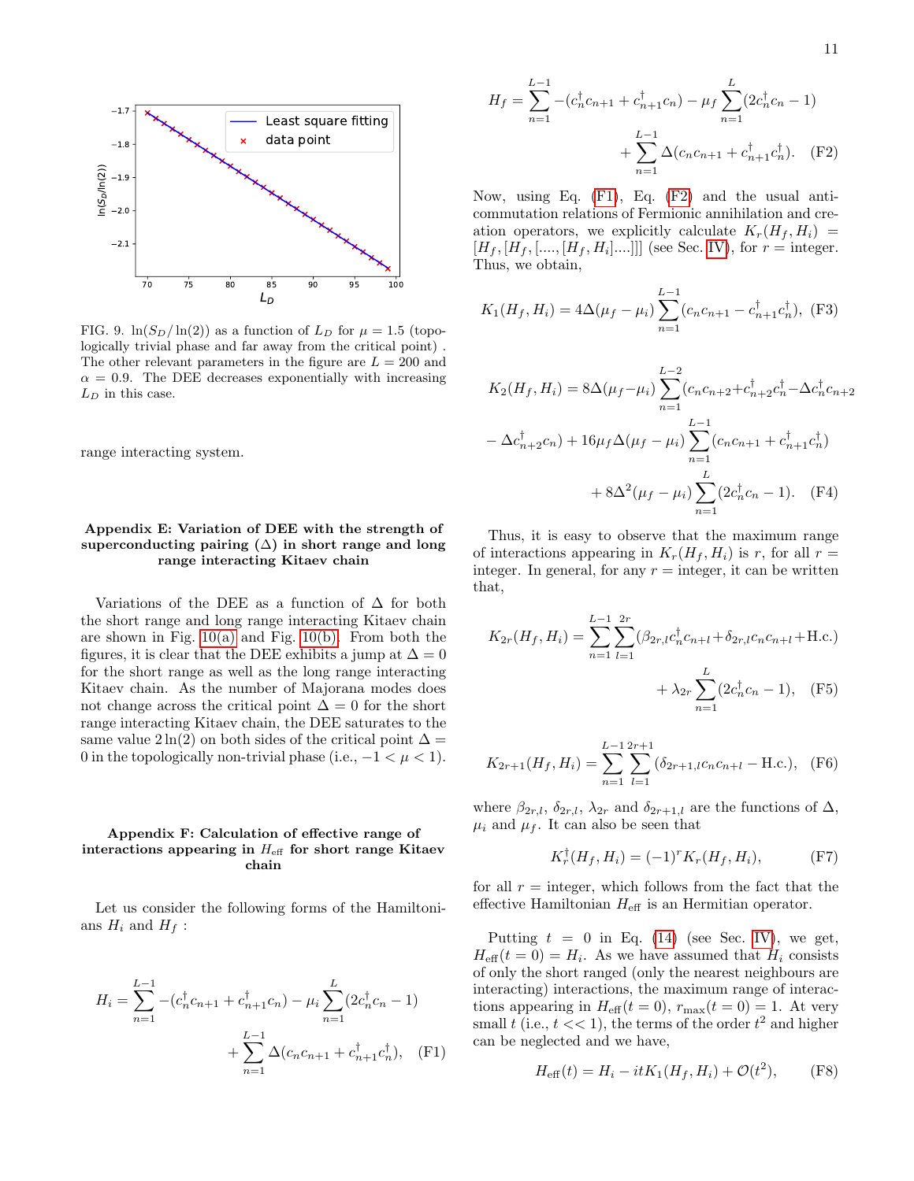FIG. 9. $\ln(S_D/\ln(2))$ as a function of $L_D$ for $\mu = 1.5$ (topologically trivial phase and far away from the critical point). The other relevant parameters in the figure are $L = 200$ and $\alpha = 0.9$. The DEE decreases exponentially with increasing $L_D$ in this case.

range interacting system.

### Appendix E: Variation of DEE with the strength of superconducting pairing ($\Delta$) in short range and long range interacting Kitaev chain

Variations of the DEE as a function of $\Delta$ for both the short range and long range interacting Kitaev chain are shown in Fig. 10(a) and Fig. 10(b). From both the figures, it is clear that the DEE exhibits a jump at $\Delta = 0$ for the short range as well as the long range interacting Kitaev chain. As the number of Majorana modes does not change across the critical point $\Delta = 0$ for the short range interacting Kitaev chain, the DEE saturates to the same value $2\ln(2)$ on both sides of the critical point $\Delta = 0$ in the topologically non-trivial phase (i.e., $-1 < \mu < 1$).

### Appendix F: Calculation of effective range of interactions appearing in $H_{\text{eff}}$ for short range Kitaev chain

Let us consider the following forms of the Hamiltonians $H_i$ and $H_f$ :

$$H_i = \sum_{n=1}^{L-1} -(c_n^\dagger c_{n+1} + c_{n+1}^\dagger c_n) - \mu_i \sum_{n=1}^{L}(2c_n^\dagger c_n - 1) + \sum_{n=1}^{L-1} \Delta(c_n c_{n+1} + c_{n+1}^\dagger c_n^\dagger), \quad \text{(F1)}$$

$$H_f = \sum_{n=1}^{L-1} -(c_n^\dagger c_{n+1} + c_{n+1}^\dagger c_n) - \mu_f \sum_{n=1}^{L}(2c_n^\dagger c_n - 1) + \sum_{n=1}^{L-1} \Delta(c_n c_{n+1} + c_{n+1}^\dagger c_n^\dagger). \quad \text{(F2)}$$

Now, using Eq. (F1), Eq. (F2) and the usual anti-commutation relations of Fermionic annihilation and creation operators, we explicitly calculate $K_r(H_f, H_i) = [H_f, [H_f, [...., [H_f, H_i]....]]]$ (see Sec. IV), for $r =$ integer. Thus, we obtain,

$$K_1(H_f, H_i) = 4\Delta(\mu_f - \mu_i) \sum_{n=1}^{L-1}(c_n c_{n+1} - c_{n+1}^\dagger c_n^\dagger), \quad \text{(F3)}$$

$$K_2(H_f, H_i) = 8\Delta(\mu_f - \mu_i) \sum_{n=1}^{L-2}(c_n c_{n+2} + c_{n+2}^\dagger c_n^\dagger - \Delta c_n^\dagger c_{n+2} - \Delta c_{n+2}^\dagger c_n) + 16\mu_f \Delta(\mu_f - \mu_i) \sum_{n=1}^{L-1}(c_n c_{n+1} + c_{n+1}^\dagger c_n^\dagger) + 8\Delta^2(\mu_f - \mu_i) \sum_{n=1}^{L}(2c_n^\dagger c_n - 1). \quad \text{(F4)}$$

Thus, it is easy to observe that the maximum range of interactions appearing in $K_r(H_f, H_i)$ is $r$, for all $r =$ integer. In general, for any $r =$ integer, it can be written that,

$$K_{2r}(H_f, H_i) = \sum_{n=1}^{L-1} \sum_{l=1}^{2r} (\beta_{2r,l} c_n^\dagger c_{n+l} + \delta_{2r,l} c_n c_{n+l} + \text{H.c.}) + \lambda_{2r} \sum_{n=1}^{L}(2c_n^\dagger c_n - 1), \quad \text{(F5)}$$

$$K_{2r+1}(H_f, H_i) = \sum_{n=1}^{L-1} \sum_{l=1}^{2r+1} (\delta_{2r+1,l} c_n c_{n+l} - \text{H.c.}), \quad \text{(F6)}$$

where $\beta_{2r,l}$, $\delta_{2r,l}$, $\lambda_{2r}$ and $\delta_{2r+1,l}$ are the functions of $\Delta$, $\mu_i$ and $\mu_f$. It can also be seen that

$$K_r^\dagger(H_f, H_i) = (-1)^r K_r(H_f, H_i), \quad \text{(F7)}$$

for all $r =$ integer, which follows from the fact that the effective Hamiltonian $H_{\text{eff}}$ is an Hermitian operator.

Putting $t = 0$ in Eq. (14) (see Sec. IV), we get, $H_{\text{eff}}(t = 0) = H_i$. As we have assumed that $H_i$ consists of only the short ranged (only the nearest neighbours are interacting) interactions, the maximum range of interactions appearing in $H_{\text{eff}}(t = 0)$, $r_{\max}(t = 0) = 1$. At very small $t$ (i.e., $t << 1$), the terms of the order $t^2$ and higher can be neglected and we have,

$$H_{\text{eff}}(t) = H_i - itK_1(H_f, H_i) + \mathcal{O}(t^2), \quad \text{(F8)}$$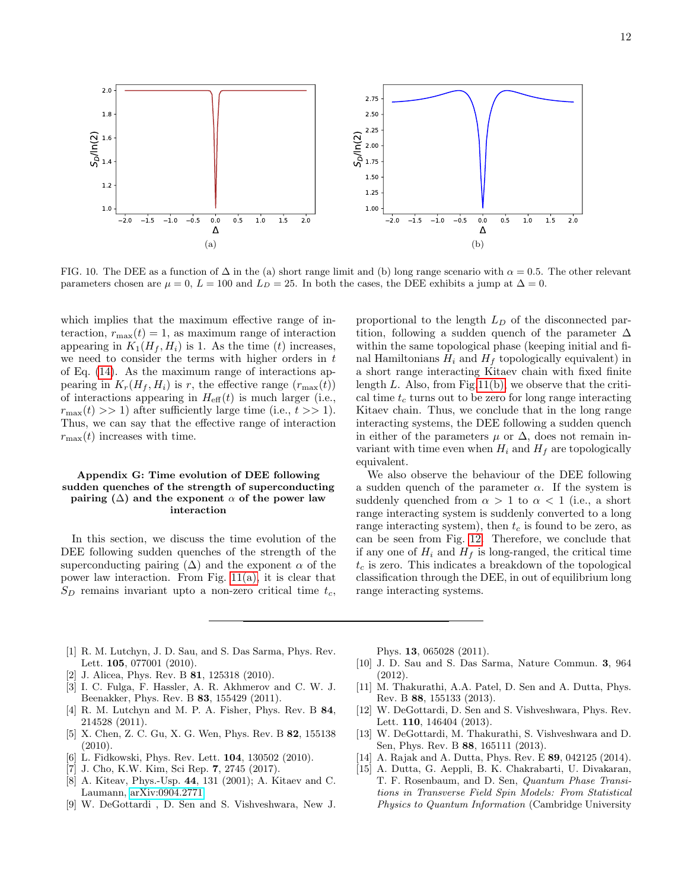FIG. 10. The DEE as a function of $\Delta$ in the (a) short range limit and (b) long range scenario with $\alpha = 0.5$. The other relevant parameters chosen are $\mu = 0$, $L = 100$ and $L_D = 25$. In both the cases, the DEE exhibits a jump at $\Delta = 0$.

which implies that the maximum effective range of interaction, $r_{\max}(t) = 1$, as maximum range of interaction appearing in $K_1(H_f, H_i)$ is 1. As the time $(t)$ increases, we need to consider the terms with higher orders in $t$ of Eq. (14). As the maximum range of interactions appearing in $K_r(H_f, H_i)$ is $r$, the effective range $(r_{\max}(t))$ of interactions appearing in $H_{\text{eff}}(t)$ is much larger (i.e., $r_{\max}(t) >> 1$) after sufficiently large time (i.e., $t >> 1$). Thus, we can say that the effective range of interaction $r_{\max}(t)$ increases with time.

## Appendix G: Time evolution of DEE following sudden quenches of the strength of the superconducting pairing ($\Delta$) and the exponent $\alpha$ of the power law interaction

In this section, we discuss the time evolution of the DEE following sudden quenches of the strength of the superconducting pairing ($\Delta$) and the exponent $\alpha$ of the power law interaction. From Fig. 11(a), it is clear that $S_D$ remains invariant upto a non-zero critical time $t_c$, proportional to the length $L_D$ of the disconnected partition, following a sudden quench of the parameter $\Delta$ within the same topological phase (keeping initial and final Hamiltonians $H_i$ and $H_f$ topologically equivalent) in a short range interacting Kitaev chain with fixed finite length $L$. Also, from Fig. 11(b), we observe that the critical time $t_c$ turns out to be zero for long range interacting Kitaev chain. Thus, we conclude that in the long range interacting systems, the DEE following a sudden quench in either of the parameters $\mu$ or $\Delta$, does not remain invariant with time even when $H_i$ and $H_f$ are topologically equivalent.

We also observe the behaviour of the DEE following a sudden quench of the parameter $\alpha$. If the system is suddenly quenched from $\alpha > 1$ to $\alpha < 1$ (i.e., a short range interacting system is suddenly converted to a long range interacting system), then $t_c$ is found to be zero, as can be seen from Fig. 12. Therefore, we conclude that if any one of $H_i$ and $H_f$ is long-ranged, the critical time $t_c$ is zero. This indicates a breakdown of the topological classification through the DEE, in out of equilibrium long range interacting systems.

---

[1] R. M. Lutchyn, J. D. Sau, and S. Das Sarma, Phys. Rev. Lett. **105**, 077001 (2010).

[2] J. Alicea, Phys. Rev. B **81**, 125318 (2010).

[3] I. C. Fulga, F. Hassler, A. R. Akhmerov and C. W. J. Beenakker, Phys. Rev. B **83**, 155429 (2011).

[4] R. M. Lutchyn and M. P. A. Fisher, Phys. Rev. B **84**, 214528 (2011).

[5] X. Chen, Z. C. Gu, X. G. Wen, Phys. Rev. B **82**, 155138 (2010).

[6] L. Fidkowski, Phys. Rev. Lett. **104**, 130502 (2010).

[7] J. Cho, K.W. Kim, Sci Rep. **7**, 2745 (2017).

[8] A. Kiteav, Phys.-Usp. **44**, 131 (2001); A. Kitaev and C. Laumann, arXiv:0904.2771

[9] W. DeGottardi , D. Sen and S. Vishveshwara, New J. Phys. **13**, 065028 (2011).

[10] J. D. Sau and S. Das Sarma, Nature Commun. **3**, 964 (2012).

[11] M. Thakurathi, A.A. Patel, D. Sen and A. Dutta, Phys. Rev. B **88**, 155133 (2013).

[12] W. DeGottardi, D. Sen and S. Vishveshwara, Phys. Rev. Lett. **110**, 146404 (2013).

[13] W. DeGottardi, M. Thakurathi, S. Vishveshwara and D. Sen, Phys. Rev. B **88**, 165111 (2013).

[14] A. Rajak and A. Dutta, Phys. Rev. E **89**, 042125 (2014).

[15] A. Dutta, G. Aeppli, B. K. Chakrabarti, U. Divakaran, T. F. Rosenbaum, and D. Sen, *Quantum Phase Transitions in Transverse Field Spin Models: From Statistical Physics to Quantum Information* (Cambridge University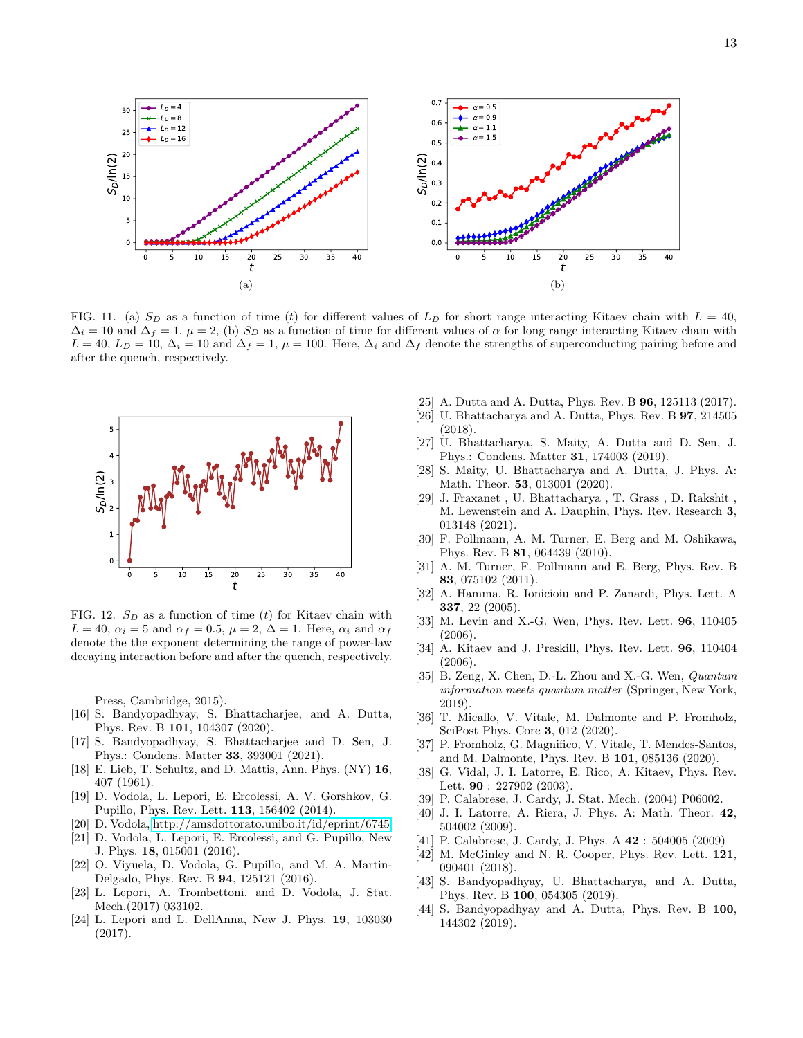$L_D = 4$
$L_D = 8$
$L_D = 12$
$L_D = 16$

$S_D/\ln(2)$

$t$

(a)

$\alpha = 0.5$
$\alpha = 0.9$
$\alpha = 1.1$
$\alpha = 1.5$

$S_D/\ln(2)$

$t$

(b)

FIG. 11. (a) $S_D$ as a function of time ($t$) for different values of $L_D$ for short range interacting Kitaev chain with $L = 40$, $\Delta_i = 10$ and $\Delta_f = 1$, $\mu = 2$, (b) $S_D$ as a function of time for different values of $\alpha$ for long range interacting Kitaev chain with $L = 40$, $L_D = 10$, $\Delta_i = 10$ and $\Delta_f = 1$, $\mu = 100$. Here, $\Delta_i$ and $\Delta_f$ denote the strengths of superconducting pairing before and after the quench, respectively.

$S_D/\ln(2)$

$t$

FIG. 12. $S_D$ as a function of time ($t$) for Kitaev chain with $L = 40$, $\alpha_i = 5$ and $\alpha_f = 0.5$, $\mu = 2$, $\Delta = 1$. Here, $\alpha_i$ and $\alpha_f$ denote the the exponent determining the range of power-law decaying interaction before and after the quench, respectively.

Press, Cambridge, 2015).

[16] S. Bandyopadhyay, S. Bhattacharjee, and A. Dutta, Phys. Rev. B **101**, 104307 (2020).

[17] S. Bandyopadhyay, S. Bhattacharjee and D. Sen, J. Phys.: Condens. Matter **33**, 393001 (2021).

[18] E. Lieb, T. Schultz, and D. Mattis, Ann. Phys. (NY) **16**, 407 (1961).

[19] D. Vodola, L. Lepori, E. Ercolessi, A. V. Gorshkov, G. Pupillo, Phys. Rev. Lett. **113**, 156402 (2014).

[20] D. Vodola, http://amsdottorato.unibo.it/id/eprint/6745

[21] D. Vodola, L. Lepori, E. Ercolessi, and G. Pupillo, New J. Phys. **18**, 015001 (2016).

[22] O. Viyuela, D. Vodola, G. Pupillo, and M. A. Martin-Delgado, Phys. Rev. B **94**, 125121 (2016).

[23] L. Lepori, A. Trombettoni, and D. Vodola, J. Stat. Mech.(2017) 033102.

[24] L. Lepori and L. DellAnna, New J. Phys. **19**, 103030 (2017).

[25] A. Dutta and A. Dutta, Phys. Rev. B **96**, 125113 (2017).

[26] U. Bhattacharya and A. Dutta, Phys. Rev. B **97**, 214505 (2018).

[27] U. Bhattacharya, S. Maity, A. Dutta and D. Sen, J. Phys.: Condens. Matter **31**, 174003 (2019).

[28] S. Maity, U. Bhattacharya and A. Dutta, J. Phys. A: Math. Theor. **53**, 013001 (2020).

[29] J. Fraxanet , U. Bhattacharya , T. Grass , D. Rakshit , M. Lewenstein and A. Dauphin, Phys. Rev. Research **3**, 013148 (2021).

[30] F. Pollmann, A. M. Turner, E. Berg and M. Oshikawa, Phys. Rev. B **81**, 064439 (2010).

[31] A. M. Turner, F. Pollmann and E. Berg, Phys. Rev. B **83**, 075102 (2011).

[32] A. Hamma, R. Ionicioiu and P. Zanardi, Phys. Lett. A **337**, 22 (2005).

[33] M. Levin and X.-G. Wen, Phys. Rev. Lett. **96**, 110405 (2006).

[34] A. Kitaev and J. Preskill, Phys. Rev. Lett. **96**, 110404 (2006).

[35] B. Zeng, X. Chen, D.-L. Zhou and X.-G. Wen, *Quantum information meets quantum matter* (Springer, New York, 2019).

[36] T. Micallo, V. Vitale, M. Dalmonte and P. Fromholz, SciPost Phys. Core **3**, 012 (2020).

[37] P. Fromholz, G. Magnifico, V. Vitale, T. Mendes-Santos, and M. Dalmonte, Phys. Rev. B **101**, 085136 (2020).

[38] G. Vidal, J. I. Latorre, E. Rico, A. Kitaev, Phys. Rev. Lett. **90** : 227902 (2003).

[39] P. Calabrese, J. Cardy, J. Stat. Mech. (2004) P06002.

[40] J. I. Latorre, A. Riera, J. Phys. A: Math. Theor. **42**, 504002 (2009).

[41] P. Calabrese, J. Cardy, J. Phys. A **42** : 504005 (2009)

[42] M. McGinley and N. R. Cooper, Phys. Rev. Lett. **121**, 090401 (2018).

[43] S. Bandyopadhyay, U. Bhattacharya, and A. Dutta, Phys. Rev. B **100**, 054305 (2019).

[44] S. Bandyopadhyay and A. Dutta, Phys. Rev. B **100**, 144302 (2019).